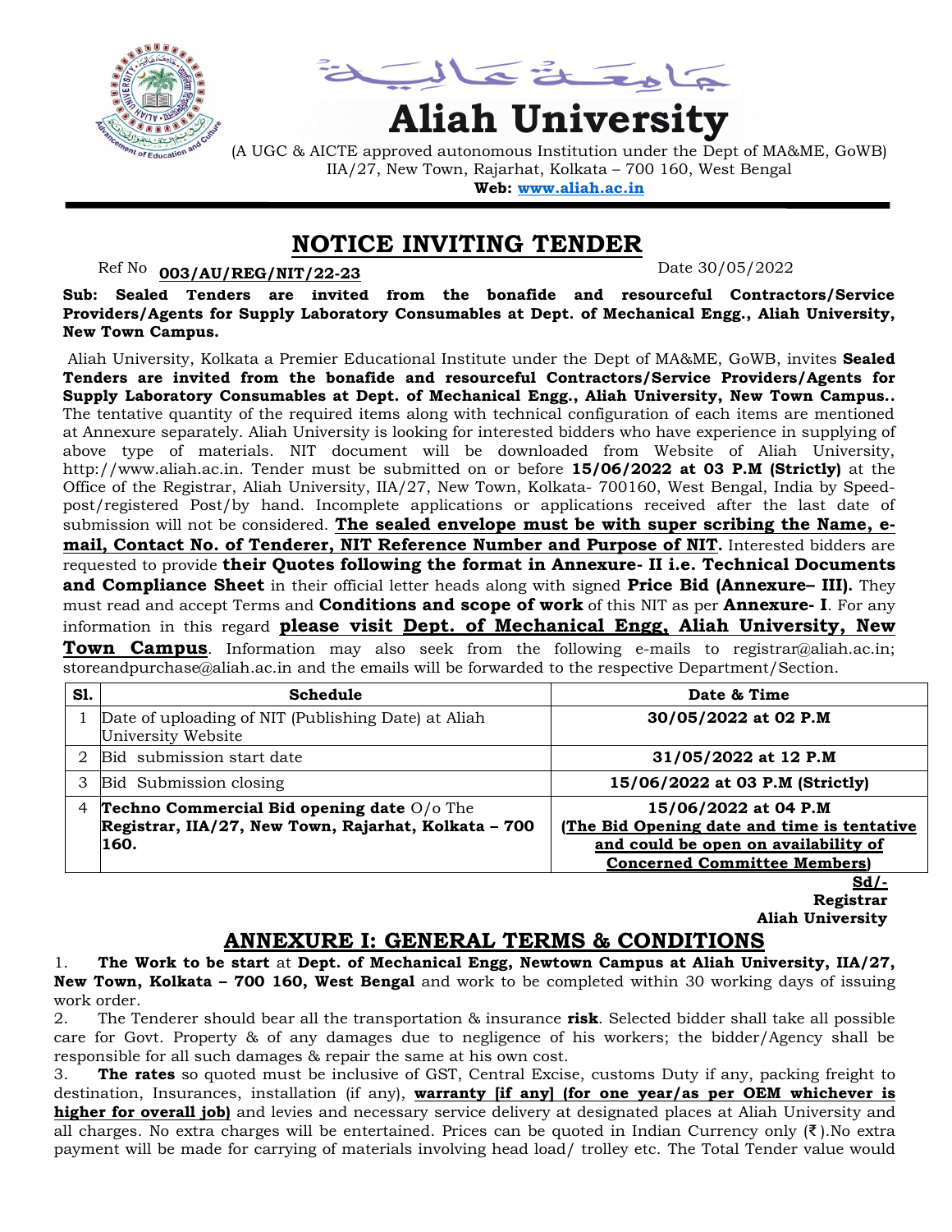جامعة عالية

# Aliah University

(A UGC & AICTE approved autonomous Institution under the Dept of MA&ME, GoWB)
IIA/27, New Town, Rajarhat, Kolkata – 700 160, West Bengal
**Web: www.aliah.ac.in**

## NOTICE INVITING TENDER

Ref No **003/AU/REG/NIT/22-23** Date 30/05/2022

**Sub: Sealed Tenders are invited from the bonafide and resourceful Contractors/Service Providers/Agents for Supply Laboratory Consumables at Dept. of Mechanical Engg., Aliah University, New Town Campus.**

Aliah University, Kolkata a Premier Educational Institute under the Dept of MA&ME, GoWB, invites **Sealed Tenders are invited from the bonafide and resourceful Contractors/Service Providers/Agents for Supply Laboratory Consumables at Dept. of Mechanical Engg., Aliah University, New Town Campus..** The tentative quantity of the required items along with technical configuration of each items are mentioned at Annexure separately. Aliah University is looking for interested bidders who have experience in supplying of above type of materials. NIT document will be downloaded from Website of Aliah University, http://www.aliah.ac.in. Tender must be submitted on or before **15/06/2022 at 03 P.M (Strictly)** at the Office of the Registrar, Aliah University, IIA/27, New Town, Kolkata- 700160, West Bengal, India by Speed-post/registered Post/by hand. Incomplete applications or applications received after the last date of submission will not be considered. **The sealed envelope must be with super scribing the Name, e-mail, Contact No. of Tenderer, NIT Reference Number and Purpose of NIT.** Interested bidders are requested to provide **their Quotes following the format in Annexure- II i.e. Technical Documents and Compliance Sheet** in their official letter heads along with signed **Price Bid (Annexure– III).** They must read and accept Terms and **Conditions and scope of work** of this NIT as per **Annexure- I**. For any information in this regard **please visit Dept. of Mechanical Engg, Aliah University, New Town Campus**. Information may also seek from the following e-mails to registrar@aliah.ac.in; storeandpurchase@aliah.ac.in and the emails will be forwarded to the respective Department/Section.

| Sl. | Schedule | Date & Time |
|---|---|---|
| 1 | Date of uploading of NIT (Publishing Date) at Aliah University Website | **30/05/2022 at 02 P.M** |
| 2 | Bid submission start date | **31/05/2022 at 12 P.M** |
| 3 | Bid Submission closing | **15/06/2022 at 03 P.M (Strictly)** |
| 4 | **Techno Commercial Bid opening date** O/o The **Registrar, IIA/27, New Town, Rajarhat, Kolkata – 700 160.** | **15/06/2022 at 04 P.M (The Bid Opening date and time is tentative and could be open on availability of Concerned Committee Members)** |

**Sd/-**
**Registrar**
**Aliah University**

## ANNEXURE I: GENERAL TERMS & CONDITIONS

1. **The Work to be start** at **Dept. of Mechanical Engg, Newtown Campus at Aliah University, IIA/27, New Town, Kolkata – 700 160, West Bengal** and work to be completed within 30 working days of issuing work order.
2. The Tenderer should bear all the transportation & insurance **risk**. Selected bidder shall take all possible care for Govt. Property & of any damages due to negligence of his workers; the bidder/Agency shall be responsible for all such damages & repair the same at his own cost.
3. **The rates** so quoted must be inclusive of GST, Central Excise, customs Duty if any, packing freight to destination, Insurances, installation (if any), **warranty [if any] (for one year/as per OEM whichever is higher for overall job)** and levies and necessary service delivery at designated places at Aliah University and all charges. No extra charges will be entertained. Prices can be quoted in Indian Currency only (₹).No extra payment will be made for carrying of materials involving head load/ trolley etc. The Total Tender value would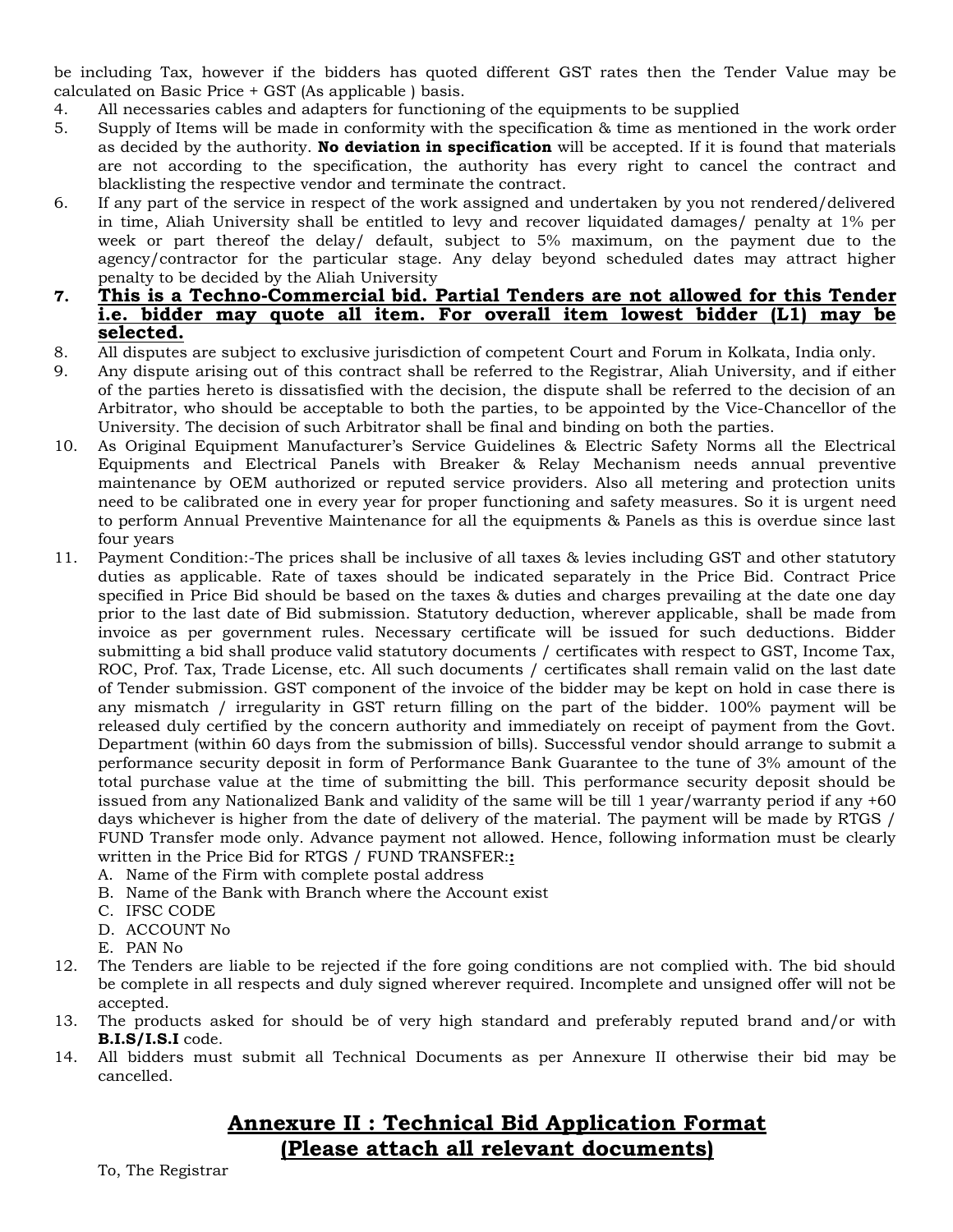be including Tax, however if the bidders has quoted different GST rates then the Tender Value may be calculated on Basic Price + GST (As applicable ) basis.

4. All necessaries cables and adapters for functioning of the equipments to be supplied
5. Supply of Items will be made in conformity with the specification & time as mentioned in the work order as decided by the authority. **No deviation in specification** will be accepted. If it is found that materials are not according to the specification, the authority has every right to cancel the contract and blacklisting the respective vendor and terminate the contract.
6. If any part of the service in respect of the work assigned and undertaken by you not rendered/delivered in time, Aliah University shall be entitled to levy and recover liquidated damages/ penalty at 1% per week or part thereof the delay/ default, subject to 5% maximum, on the payment due to the agency/contractor for the particular stage. Any delay beyond scheduled dates may attract higher penalty to be decided by the Aliah University
7. **<u>This is a Techno-Commercial bid. Partial Tenders are not allowed for this Tender i.e. bidder may quote all item. For overall item lowest bidder (L1) may be selected.</u>**
8. All disputes are subject to exclusive jurisdiction of competent Court and Forum in Kolkata, India only.
9. Any dispute arising out of this contract shall be referred to the Registrar, Aliah University, and if either of the parties hereto is dissatisfied with the decision, the dispute shall be referred to the decision of an Arbitrator, who should be acceptable to both the parties, to be appointed by the Vice-Chancellor of the University. The decision of such Arbitrator shall be final and binding on both the parties.
10. As Original Equipment Manufacturer's Service Guidelines & Electric Safety Norms all the Electrical Equipments and Electrical Panels with Breaker & Relay Mechanism needs annual preventive maintenance by OEM authorized or reputed service providers. Also all metering and protection units need to be calibrated one in every year for proper functioning and safety measures. So it is urgent need to perform Annual Preventive Maintenance for all the equipments & Panels as this is overdue since last four years
11. Payment Condition:-The prices shall be inclusive of all taxes & levies including GST and other statutory duties as applicable. Rate of taxes should be indicated separately in the Price Bid. Contract Price specified in Price Bid should be based on the taxes & duties and charges prevailing at the date one day prior to the last date of Bid submission. Statutory deduction, wherever applicable, shall be made from invoice as per government rules. Necessary certificate will be issued for such deductions. Bidder submitting a bid shall produce valid statutory documents / certificates with respect to GST, Income Tax, ROC, Prof. Tax, Trade License, etc. All such documents / certificates shall remain valid on the last date of Tender submission. GST component of the invoice of the bidder may be kept on hold in case there is any mismatch / irregularity in GST return filling on the part of the bidder. 100% payment will be released duly certified by the concern authority and immediately on receipt of payment from the Govt. Department (within 60 days from the submission of bills). Successful vendor should arrange to submit a performance security deposit in form of Performance Bank Guarantee to the tune of 3% amount of the total purchase value at the time of submitting the bill. This performance security deposit should be issued from any Nationalized Bank and validity of the same will be till 1 year/warranty period if any +60 days whichever is higher from the date of delivery of the material. The payment will be made by RTGS / FUND Transfer mode only. Advance payment not allowed. Hence, following information must be clearly written in the Price Bid for RTGS / FUND TRANSFER:**:**
    - A. Name of the Firm with complete postal address
    - B. Name of the Bank with Branch where the Account exist
    - C. IFSC CODE
    - D. ACCOUNT No
    - E. PAN No
12. The Tenders are liable to be rejected if the fore going conditions are not complied with. The bid should be complete in all respects and duly signed wherever required. Incomplete and unsigned offer will not be accepted.
13. The products asked for should be of very high standard and preferably reputed brand and/or with **B.I.S/I.S.I** code.
14. All bidders must submit all Technical Documents as per Annexure II otherwise their bid may be cancelled.

## <u>Annexure II : Technical Bid Application Format</u>
## <u>(Please attach all relevant documents)</u>

To, The Registrar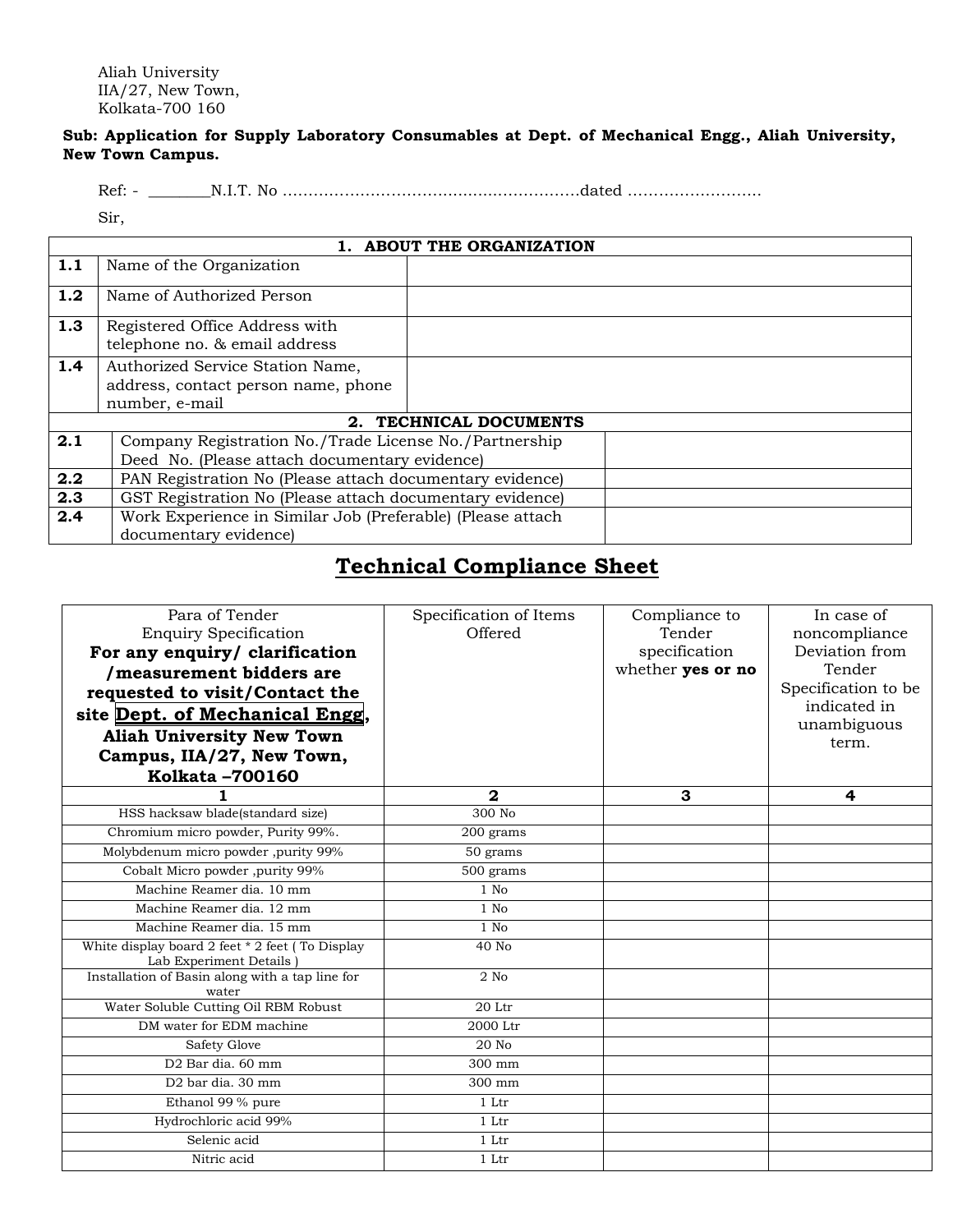Aliah University
IIA/27, New Town,
Kolkata-700 160

**Sub: Application for Supply Laboratory Consumables at Dept. of Mechanical Engg., Aliah University, New Town Campus.**

Ref: - ________N.I.T. No ..........................................................dated ..........................

Sir,

| **1. ABOUT THE ORGANIZATION** | | |
|---|---|---|
| **1.1** | Name of the Organization | |
| **1.2** | Name of Authorized Person | |
| **1.3** | Registered Office Address with telephone no. & email address | |
| **1.4** | Authorized Service Station Name, address, contact person name, phone number, e-mail | |
| **2. TECHNICAL DOCUMENTS** | | |
| **2.1** | Company Registration No./Trade License No./Partnership Deed No. (Please attach documentary evidence) | |
| **2.2** | PAN Registration No (Please attach documentary evidence) | |
| **2.3** | GST Registration No (Please attach documentary evidence) | |
| **2.4** | Work Experience in Similar Job (Preferable) (Please attach documentary evidence) | |

## Technical Compliance Sheet

| Para of Tender Enquiry Specification **For any enquiry/ clarification /measurement bidders are requested to visit/Contact the site Dept. of Mechanical Engg, Aliah University New Town Campus, IIA/27, New Town, Kolkata –700160** | Specification of Items Offered | Compliance to Tender specification whether **yes or no** | In case of noncompliance Deviation from Tender Specification to be indicated in unambiguous term. |
|---|---|---|---|
| **1** | **2** | **3** | **4** |
| HSS hacksaw blade(standard size) | 300 No | | |
| Chromium micro powder, Purity 99%. | 200 grams | | |
| Molybdenum micro powder ,purity 99% | 50 grams | | |
| Cobalt Micro powder ,purity 99% | 500 grams | | |
| Machine Reamer dia. 10 mm | 1 No | | |
| Machine Reamer dia. 12 mm | 1 No | | |
| Machine Reamer dia. 15 mm | 1 No | | |
| White display board 2 feet * 2 feet ( To Display Lab Experiment Details ) | 40 No | | |
| Installation of Basin along with a tap line for water | 2 No | | |
| Water Soluble Cutting Oil RBM Robust | 20 Ltr | | |
| DM water for EDM machine | 2000 Ltr | | |
| Safety Glove | 20 No | | |
| D2 Bar dia. 60 mm | 300 mm | | |
| D2 bar dia. 30 mm | 300 mm | | |
| Ethanol 99 % pure | 1 Ltr | | |
| Hydrochloric acid 99% | 1 Ltr | | |
| Selenic acid | 1 Ltr | | |
| Nitric acid | 1 Ltr | | |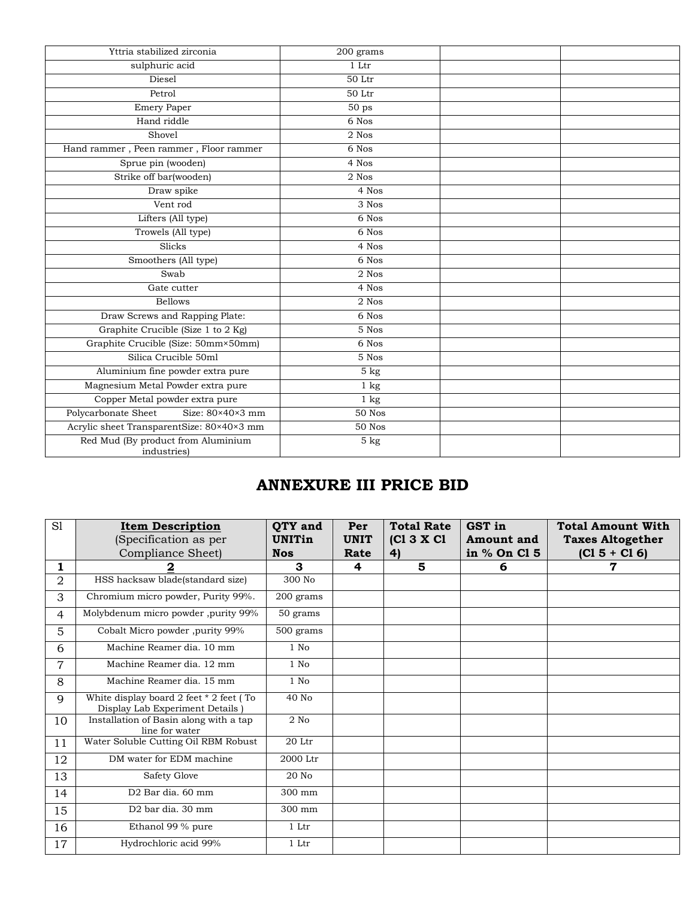| | | | |
|---|---|---|---|
| Yttria stabilized zirconia | 200 grams | | |
| sulphuric acid | 1 Ltr | | |
| Diesel | 50 Ltr | | |
| Petrol | 50 Ltr | | |
| Emery Paper | 50 ps | | |
| Hand riddle | 6 Nos | | |
| Shovel | 2 Nos | | |
| Hand rammer , Peen rammer , Floor rammer | 6 Nos | | |
| Sprue pin (wooden) | 4 Nos | | |
| Strike off bar(wooden) | 2 Nos | | |
| Draw spike | 4 Nos | | |
| Vent rod | 3 Nos | | |
| Lifters (All type) | 6 Nos | | |
| Trowels (All type) | 6 Nos | | |
| Slicks | 4 Nos | | |
| Smoothers (All type) | 6 Nos | | |
| Swab | 2 Nos | | |
| Gate cutter | 4 Nos | | |
| Bellows | 2 Nos | | |
| Draw Screws and Rapping Plate: | 6 Nos | | |
| Graphite Crucible (Size 1 to 2 Kg) | 5 Nos | | |
| Graphite Crucible (Size: 50mm×50mm) | 6 Nos | | |
| Silica Crucible 50ml | 5 Nos | | |
| Aluminium fine powder extra pure | 5 kg | | |
| Magnesium Metal Powder extra pure | 1 kg | | |
| Copper Metal powder extra pure | 1 kg | | |
| Polycarbonate Sheet Size: 80×40×3 mm | 50 Nos | | |
| Acrylic sheet TransparentSize: 80×40×3 mm | 50 Nos | | |
| Red Mud (By product from Aluminium industries) | 5 kg | | |

## ANNEXURE III PRICE BID

| Sl | **Item Description** (Specification as per Compliance Sheet) | **QTY and UNITin Nos** | **Per UNIT Rate** | **Total Rate (Cl 3 X Cl 4)** | **GST in Amount and in % On Cl 5** | **Total Amount With Taxes Altogether (Cl 5 + Cl 6)** |
|---|---|---|---|---|---|---|
| **1** | **2** | **3** | **4** | **5** | **6** | **7** |
| 2 | HSS hacksaw blade(standard size) | 300 No | | | | |
| 3 | Chromium micro powder, Purity 99%. | 200 grams | | | | |
| 4 | Molybdenum micro powder ,purity 99% | 50 grams | | | | |
| 5 | Cobalt Micro powder ,purity 99% | 500 grams | | | | |
| 6 | Machine Reamer dia. 10 mm | 1 No | | | | |
| 7 | Machine Reamer dia. 12 mm | 1 No | | | | |
| 8 | Machine Reamer dia. 15 mm | 1 No | | | | |
| 9 | White display board 2 feet * 2 feet ( To Display Lab Experiment Details ) | 40 No | | | | |
| 10 | Installation of Basin along with a tap line for water | 2 No | | | | |
| 11 | Water Soluble Cutting Oil RBM Robust | 20 Ltr | | | | |
| 12 | DM water for EDM machine | 2000 Ltr | | | | |
| 13 | Safety Glove | 20 No | | | | |
| 14 | D2 Bar dia. 60 mm | 300 mm | | | | |
| 15 | D2 bar dia. 30 mm | 300 mm | | | | |
| 16 | Ethanol 99 % pure | 1 Ltr | | | | |
| 17 | Hydrochloric acid 99% | 1 Ltr | | | | |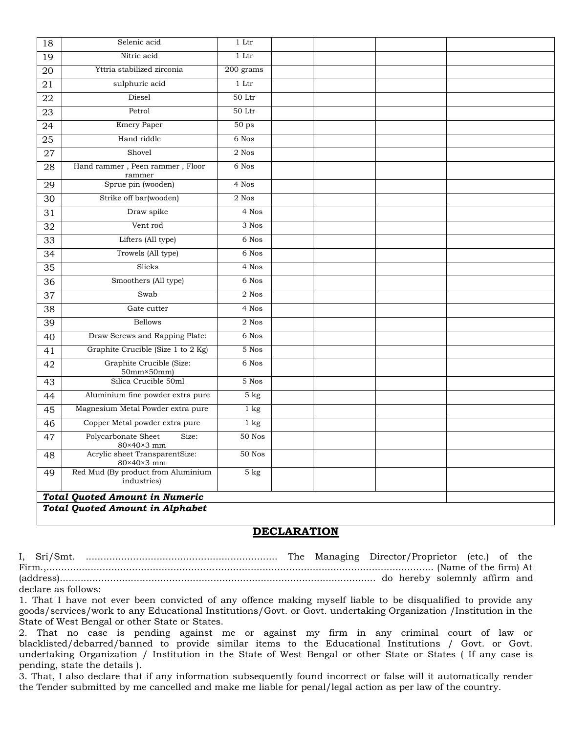| | | | | | | |
|---|---|---|---|---|---|---|
| 18 | Selenic acid | 1 Ltr | | | | |
| 19 | Nitric acid | 1 Ltr | | | | |
| 20 | Yttria stabilized zirconia | 200 grams | | | | |
| 21 | sulphuric acid | 1 Ltr | | | | |
| 22 | Diesel | 50 Ltr | | | | |
| 23 | Petrol | 50 Ltr | | | | |
| 24 | Emery Paper | 50 ps | | | | |
| 25 | Hand riddle | 6 Nos | | | | |
| 27 | Shovel | 2 Nos | | | | |
| 28 | Hand rammer , Peen rammer , Floor rammer | 6 Nos | | | | |
| 29 | Sprue pin (wooden) | 4 Nos | | | | |
| 30 | Strike off bar(wooden) | 2 Nos | | | | |
| 31 | Draw spike | 4 Nos | | | | |
| 32 | Vent rod | 3 Nos | | | | |
| 33 | Lifters (All type) | 6 Nos | | | | |
| 34 | Trowels (All type) | 6 Nos | | | | |
| 35 | Slicks | 4 Nos | | | | |
| 36 | Smoothers (All type) | 6 Nos | | | | |
| 37 | Swab | 2 Nos | | | | |
| 38 | Gate cutter | 4 Nos | | | | |
| 39 | Bellows | 2 Nos | | | | |
| 40 | Draw Screws and Rapping Plate: | 6 Nos | | | | |
| 41 | Graphite Crucible (Size 1 to 2 Kg) | 5 Nos | | | | |
| 42 | Graphite Crucible (Size: 50mm×50mm) | 6 Nos | | | | |
| 43 | Silica Crucible 50ml | 5 Nos | | | | |
| 44 | Aluminium fine powder extra pure | 5 kg | | | | |
| 45 | Magnesium Metal Powder extra pure | 1 kg | | | | |
| 46 | Copper Metal powder extra pure | 1 kg | | | | |
| 47 | Polycarbonate Sheet Size: 80×40×3 mm | 50 Nos | | | | |
| 48 | Acrylic sheet TransparentSize: 80×40×3 mm | 50 Nos | | | | |
| 49 | Red Mud (By product from Aluminium industries) | 5 kg | | | | |
| ***Total Quoted Amount in Numeric*** | | | | | | |
| ***Total Quoted Amount in Alphabet*** | | | | | | |

## DECLARATION

I, Sri/Smt. ................................................................. The Managing Director/Proprietor (etc.) of the Firm.,.................................................................................................................................. (Name of the firm) At (address)......................................................................................................... do hereby solemnly affirm and declare as follows:

1. That I have not ever been convicted of any offence making myself liable to be disqualified to provide any goods/services/work to any Educational Institutions/Govt. or Govt. undertaking Organization /Institution in the State of West Bengal or other State or States.
2. That no case is pending against me or against my firm in any criminal court of law or blacklisted/debarred/banned to provide similar items to the Educational Institutions / Govt. or Govt. undertaking Organization / Institution in the State of West Bengal or other State or States ( If any case is pending, state the details ).
3. That, I also declare that if any information subsequently found incorrect or false will it automatically render the Tender submitted by me cancelled and make me liable for penal/legal action as per law of the country.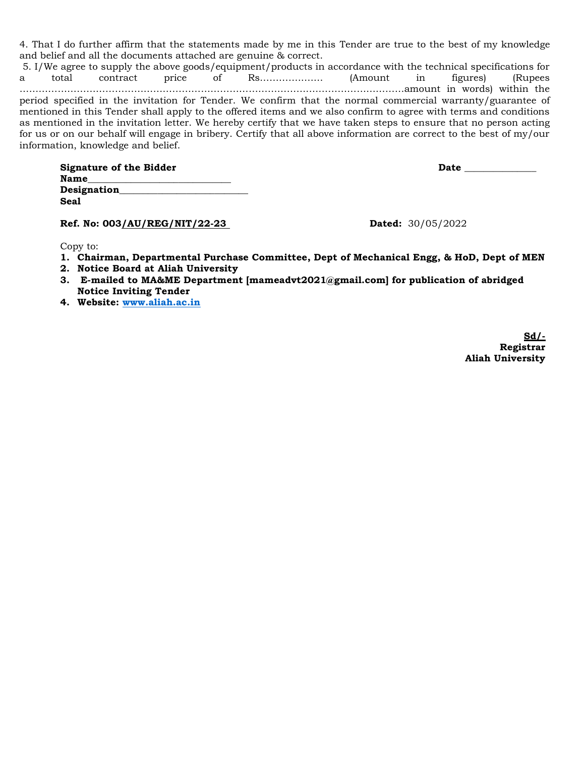4. That I do further affirm that the statements made by me in this Tender are true to the best of my knowledge and belief and all the documents attached are genuine & correct.

5. I/We agree to supply the above goods/equipment/products in accordance with the technical specifications for a total contract price of Rs……………….. (Amount in figures) (Rupees ……………………………………………………………………………………………………amount in words) within the period specified in the invitation for Tender. We confirm that the normal commercial warranty/guarantee of mentioned in this Tender shall apply to the offered items and we also confirm to agree with terms and conditions as mentioned in the invitation letter. We hereby certify that we have taken steps to ensure that no person acting for us or on our behalf will engage in bribery. Certify that all above information are correct to the best of my/our information, knowledge and belief.

**Signature of the Bidder** **Date** ______________

**Name**____________________________

**Designation**_________________________

**Seal**

**Ref. No: 003/AU/REG/NIT/22-23** **Dated:** 30/05/2022

Copy to:

1. **Chairman, Departmental Purchase Committee, Dept of Mechanical Engg, & HoD, Dept of MEN**
2. **Notice Board at Aliah University**
3. **E-mailed to MA&ME Department [mameadvt2021@gmail.com] for publication of abridged Notice Inviting Tender**
4. **Website: www.aliah.ac.in**

**Sd/-**
**Registrar**
**Aliah University**